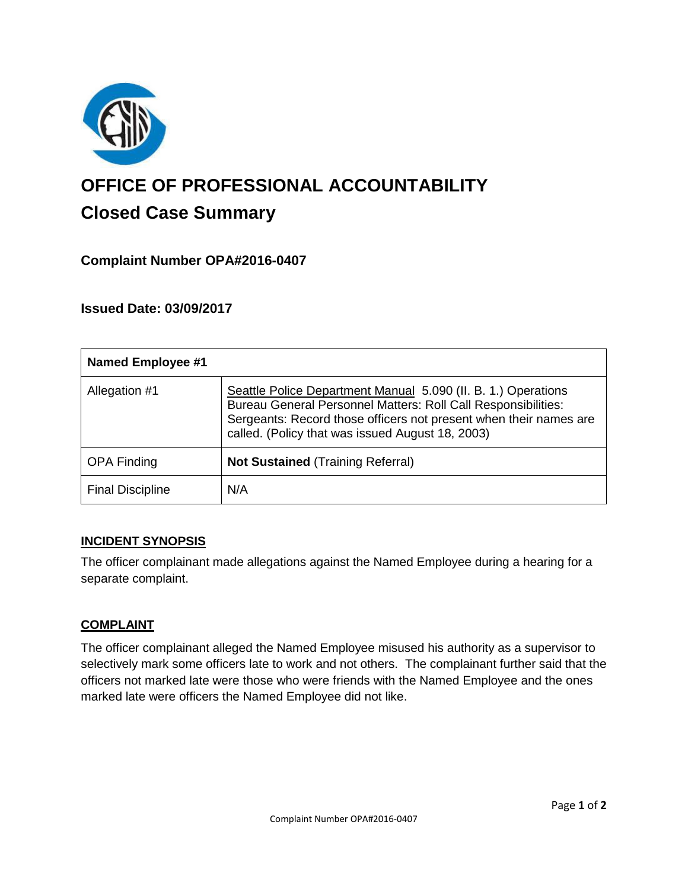# OFFICE OF PROFESSIONAL ACCOUNTABILITY

## Closed Case Summary

### Complaint Number OPA#2016-0407

### Issued Date: 03/09/2017

| Named Employee #1 | |
| --- | --- |
| Allegation #1 | Seattle Police Department Manual 5.090 (II. B. 1.) Operations Bureau General Personnel Matters: Roll Call Responsibilities: Sergeants: Record those officers not present when their names are called. (Policy that was issued August 18, 2003) |
| OPA Finding | **Not Sustained** (Training Referral) |
| Final Discipline | N/A |

**INCIDENT SYNOPSIS**

The officer complainant made allegations against the Named Employee during a hearing for a separate complaint.

**COMPLAINT**

The officer complainant alleged the Named Employee misused his authority as a supervisor to selectively mark some officers late to work and not others. The complainant further said that the officers not marked late were those who were friends with the Named Employee and the ones marked late were officers the Named Employee did not like.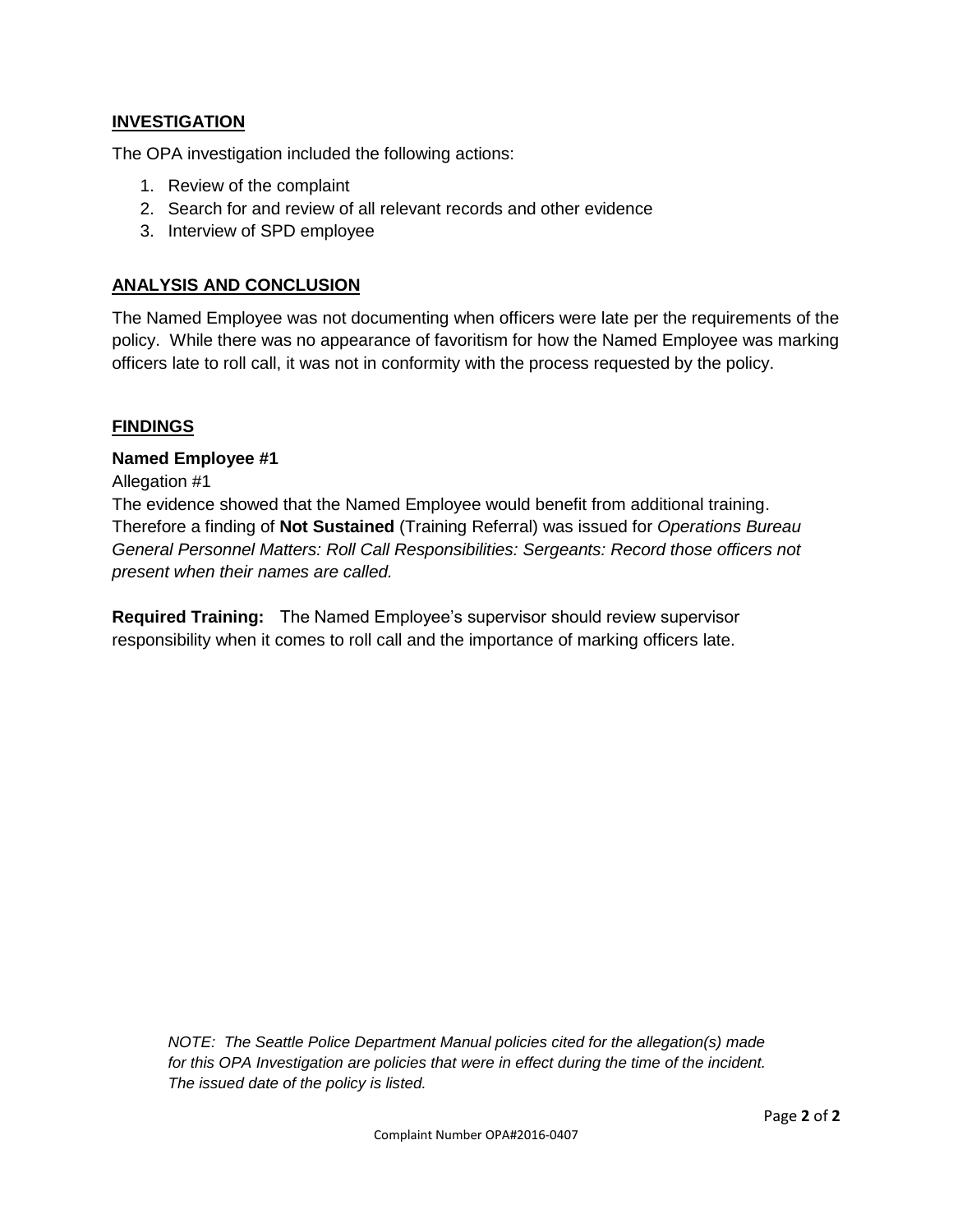## INVESTIGATION

The OPA investigation included the following actions:

1. Review of the complaint
2. Search for and review of all relevant records and other evidence
3. Interview of SPD employee

## ANALYSIS AND CONCLUSION

The Named Employee was not documenting when officers were late per the requirements of the policy. While there was no appearance of favoritism for how the Named Employee was marking officers late to roll call, it was not in conformity with the process requested by the policy.

## FINDINGS

### Named Employee #1

Allegation #1

The evidence showed that the Named Employee would benefit from additional training. Therefore a finding of **Not Sustained** (Training Referral) was issued for *Operations Bureau General Personnel Matters: Roll Call Responsibilities: Sergeants: Record those officers not present when their names are called.*

**Required Training:** The Named Employee's supervisor should review supervisor responsibility when it comes to roll call and the importance of marking officers late.

*NOTE: The Seattle Police Department Manual policies cited for the allegation(s) made for this OPA Investigation are policies that were in effect during the time of the incident. The issued date of the policy is listed.*

Complaint Number OPA#2016-0407